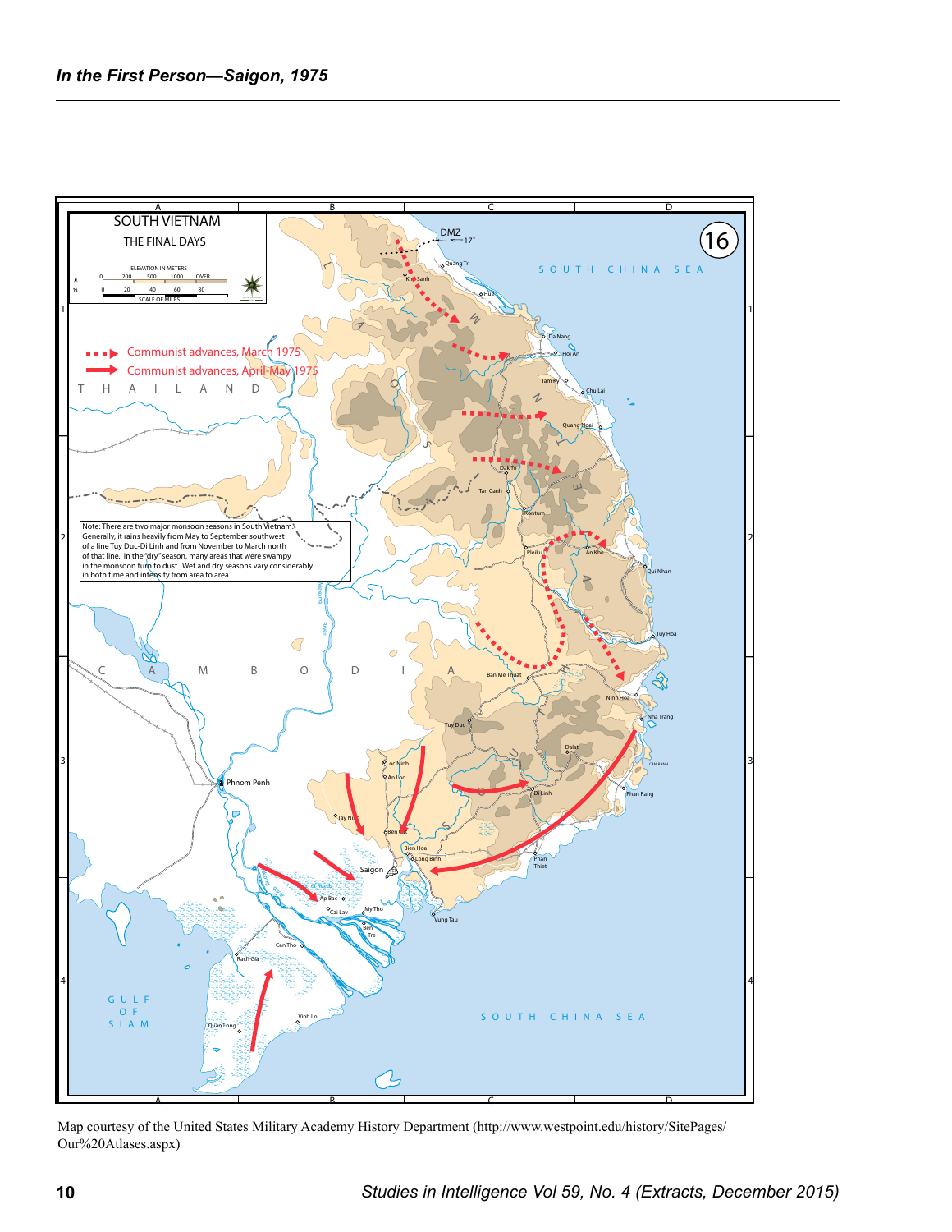Map courtesy of the United States Military Academy History Department (http://www.westpoint.edu/history/SitePages/Our%20Atlases.aspx)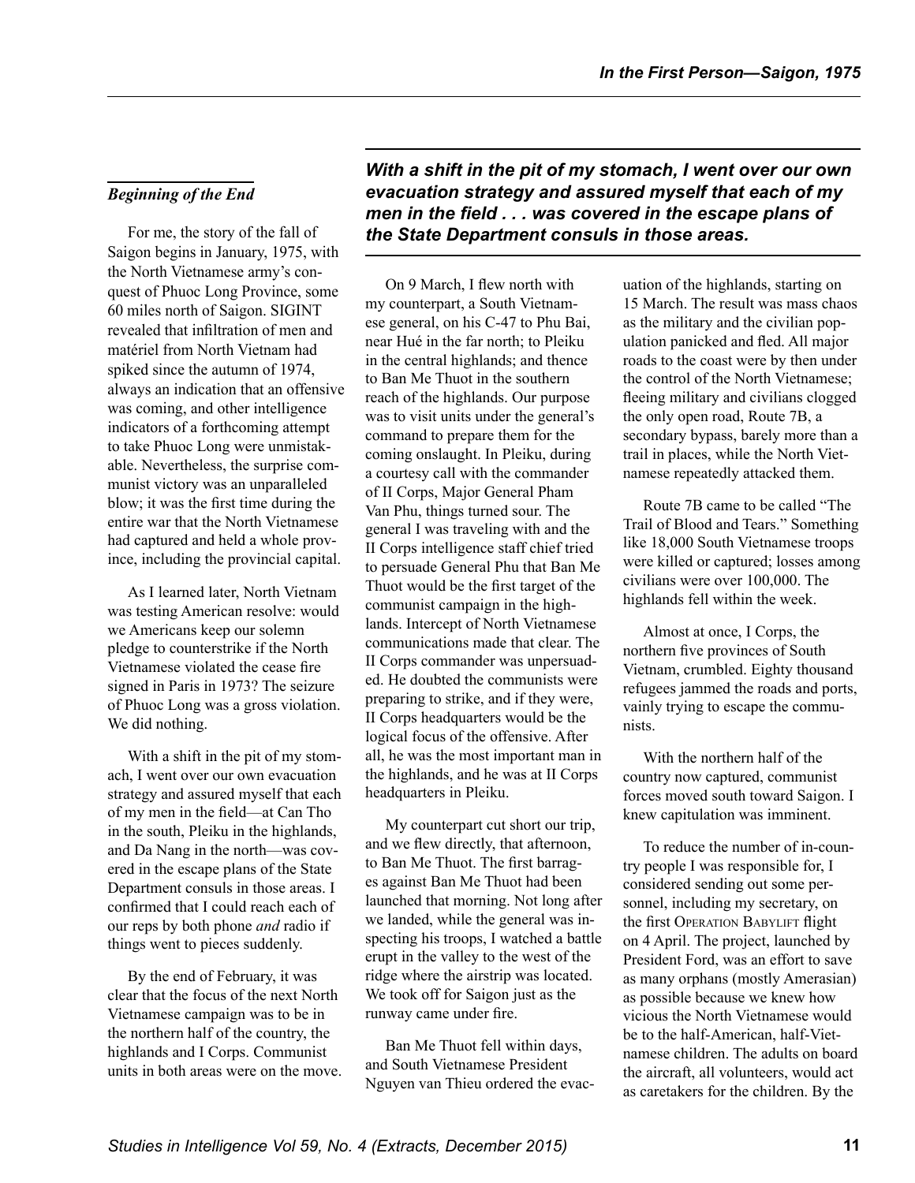### *Beginning of the End*

For me, the story of the fall of Saigon begins in January, 1975, with the North Vietnamese army's conquest of Phuoc Long Province, some 60 miles north of Saigon. SIGINT revealed that infiltration of men and matériel from North Vietnam had spiked since the autumn of 1974, always an indication that an offensive was coming, and other intelligence indicators of a forthcoming attempt to take Phuoc Long were unmistakable. Nevertheless, the surprise communist victory was an unparalleled blow; it was the first time during the entire war that the North Vietnamese had captured and held a whole province, including the provincial capital.

As I learned later, North Vietnam was testing American resolve: would we Americans keep our solemn pledge to counterstrike if the North Vietnamese violated the cease fire signed in Paris in 1973? The seizure of Phuoc Long was a gross violation. We did nothing.

With a shift in the pit of my stomach, I went over our own evacuation strategy and assured myself that each of my men in the field—at Can Tho in the south, Pleiku in the highlands, and Da Nang in the north—was covered in the escape plans of the State Department consuls in those areas. I confirmed that I could reach each of our reps by both phone *and* radio if things went to pieces suddenly.

By the end of February, it was clear that the focus of the next North Vietnamese campaign was to be in the northern half of the country, the highlands and I Corps. Communist units in both areas were on the move.

***With a shift in the pit of my stomach, I went over our own evacuation strategy and assured myself that each of my men in the field . . . was covered in the escape plans of the State Department consuls in those areas.***

On 9 March, I flew north with my counterpart, a South Vietnamese general, on his C-47 to Phu Bai, near Hué in the far north; to Pleiku in the central highlands; and thence to Ban Me Thuot in the southern reach of the highlands. Our purpose was to visit units under the general's command to prepare them for the coming onslaught. In Pleiku, during a courtesy call with the commander of II Corps, Major General Pham Van Phu, things turned sour. The general I was traveling with and the II Corps intelligence staff chief tried to persuade General Phu that Ban Me Thuot would be the first target of the communist campaign in the highlands. Intercept of North Vietnamese communications made that clear. The II Corps commander was unpersuaded. He doubted the communists were preparing to strike, and if they were, II Corps headquarters would be the logical focus of the offensive. After all, he was the most important man in the highlands, and he was at II Corps headquarters in Pleiku.

My counterpart cut short our trip, and we flew directly, that afternoon, to Ban Me Thuot. The first barrages against Ban Me Thuot had been launched that morning. Not long after we landed, while the general was inspecting his troops, I watched a battle erupt in the valley to the west of the ridge where the airstrip was located. We took off for Saigon just as the runway came under fire.

Ban Me Thuot fell within days, and South Vietnamese President Nguyen van Thieu ordered the evacuation of the highlands, starting on 15 March. The result was mass chaos as the military and the civilian population panicked and fled. All major roads to the coast were by then under the control of the North Vietnamese; fleeing military and civilians clogged the only open road, Route 7B, a secondary bypass, barely more than a trail in places, while the North Vietnamese repeatedly attacked them.

Route 7B came to be called "The Trail of Blood and Tears." Something like 18,000 South Vietnamese troops were killed or captured; losses among civilians were over 100,000. The highlands fell within the week.

Almost at once, I Corps, the northern five provinces of South Vietnam, crumbled. Eighty thousand refugees jammed the roads and ports, vainly trying to escape the communists.

With the northern half of the country now captured, communist forces moved south toward Saigon. I knew capitulation was imminent.

To reduce the number of in-country people I was responsible for, I considered sending out some personnel, including my secretary, on the first Operation Babylift flight on 4 April. The project, launched by President Ford, was an effort to save as many orphans (mostly Amerasian) as possible because we knew how vicious the North Vietnamese would be to the half-American, half-Vietnamese children. The adults on board the aircraft, all volunteers, would act as caretakers for the children. By the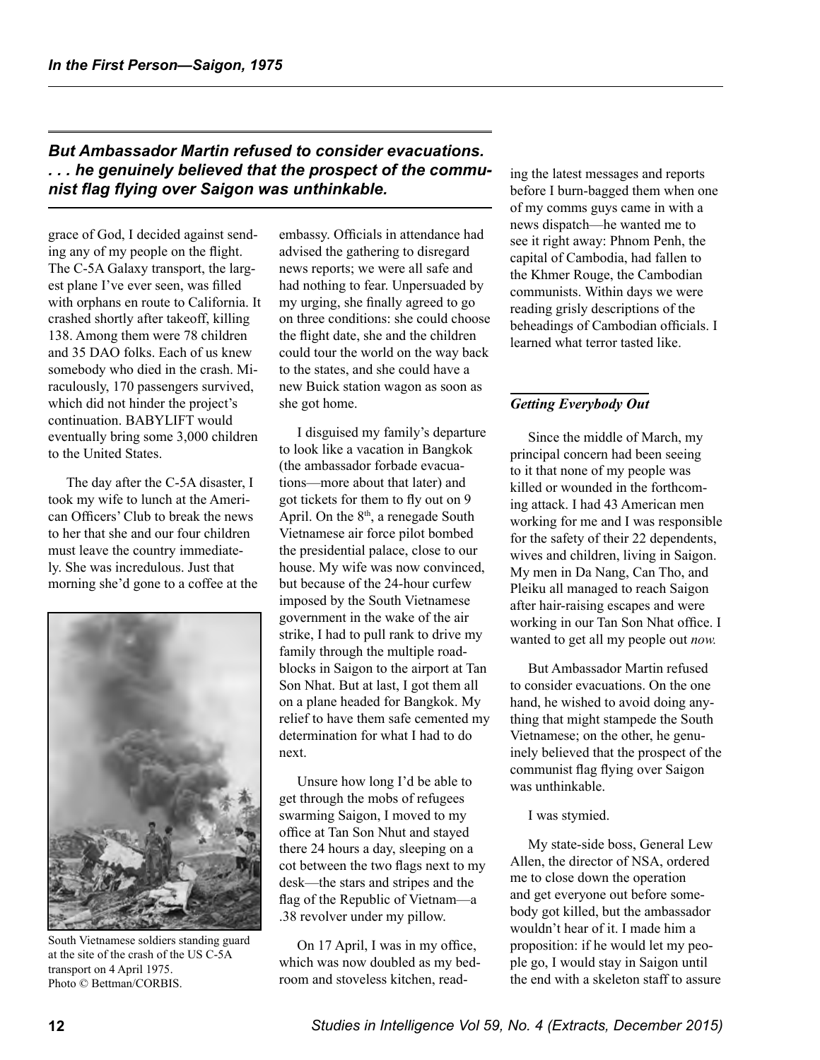*But Ambassador Martin refused to consider evacuations. . . . he genuinely believed that the prospect of the communist flag flying over Saigon was unthinkable.*

grace of God, I decided against sending any of my people on the flight. The C-5A Galaxy transport, the largest plane I've ever seen, was filled with orphans en route to California. It crashed shortly after takeoff, killing 138. Among them were 78 children and 35 DAO folks. Each of us knew somebody who died in the crash. Miraculously, 170 passengers survived, which did not hinder the project's continuation. BABYLIFT would eventually bring some 3,000 children to the United States.

The day after the C-5A disaster, I took my wife to lunch at the American Officers' Club to break the news to her that she and our four children must leave the country immediately. She was incredulous. Just that morning she'd gone to a coffee at the embassy. Officials in attendance had advised the gathering to disregard news reports; we were all safe and had nothing to fear. Unpersuaded by my urging, she finally agreed to go on three conditions: she could choose the flight date, she and the children could tour the world on the way back to the states, and she could have a new Buick station wagon as soon as she got home.

South Vietnamese soldiers standing guard at the site of the crash of the US C-5A transport on 4 April 1975. Photo © Bettman/CORBIS.

I disguised my family's departure to look like a vacation in Bangkok (the ambassador forbade evacuations—more about that later) and got tickets for them to fly out on 9 April. On the 8th, a renegade South Vietnamese air force pilot bombed the presidential palace, close to our house. My wife was now convinced, but because of the 24-hour curfew imposed by the South Vietnamese government in the wake of the air strike, I had to pull rank to drive my family through the multiple roadblocks in Saigon to the airport at Tan Son Nhat. But at last, I got them all on a plane headed for Bangkok. My relief to have them safe cemented my determination for what I had to do next.

Unsure how long I'd be able to get through the mobs of refugees swarming Saigon, I moved to my office at Tan Son Nhut and stayed there 24 hours a day, sleeping on a cot between the two flags next to my desk—the stars and stripes and the flag of the Republic of Vietnam—a .38 revolver under my pillow.

On 17 April, I was in my office, which was now doubled as my bedroom and stoveless kitchen, reading the latest messages and reports before I burn-bagged them when one of my comms guys came in with a news dispatch—he wanted me to see it right away: Phnom Penh, the capital of Cambodia, had fallen to the Khmer Rouge, the Cambodian communists. Within days we were reading grisly descriptions of the beheadings of Cambodian officials. I learned what terror tasted like.

### *Getting Everybody Out*

Since the middle of March, my principal concern had been seeing to it that none of my people was killed or wounded in the forthcoming attack. I had 43 American men working for me and I was responsible for the safety of their 22 dependents, wives and children, living in Saigon. My men in Da Nang, Can Tho, and Pleiku all managed to reach Saigon after hair-raising escapes and were working in our Tan Son Nhat office. I wanted to get all my people out *now.*

But Ambassador Martin refused to consider evacuations. On the one hand, he wished to avoid doing anything that might stampede the South Vietnamese; on the other, he genuinely believed that the prospect of the communist flag flying over Saigon was unthinkable.

I was stymied.

My state-side boss, General Lew Allen, the director of NSA, ordered me to close down the operation and get everyone out before somebody got killed, but the ambassador wouldn't hear of it. I made him a proposition: if he would let my people go, I would stay in Saigon until the end with a skeleton staff to assure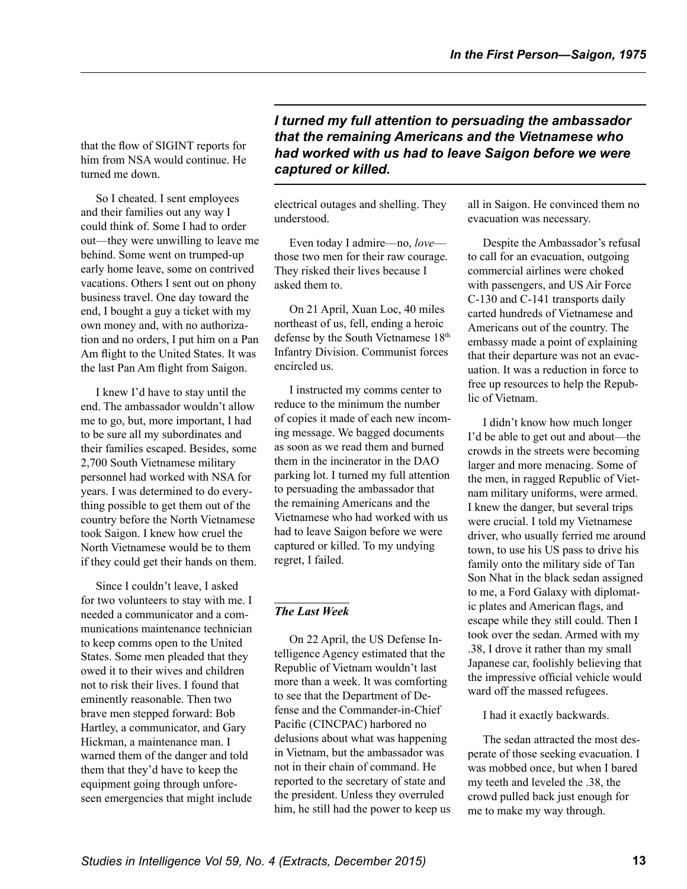that the flow of SIGINT reports for him from NSA would continue. He turned me down.

So I cheated. I sent employees and their families out any way I could think of. Some I had to order out—they were unwilling to leave me behind. Some went on trumped-up early home leave, some on contrived vacations. Others I sent out on phony business travel. One day toward the end, I bought a guy a ticket with my own money and, with no authorization and no orders, I put him on a Pan Am flight to the United States. It was the last Pan Am flight from Saigon.

I knew I'd have to stay until the end. The ambassador wouldn't allow me to go, but, more important, I had to be sure all my subordinates and their families escaped. Besides, some 2,700 South Vietnamese military personnel had worked with NSA for years. I was determined to do everything possible to get them out of the country before the North Vietnamese took Saigon. I knew how cruel the North Vietnamese would be to them if they could get their hands on them.

Since I couldn't leave, I asked for two volunteers to stay with me. I needed a communicator and a communications maintenance technician to keep comms open to the United States. Some men pleaded that they owed it to their wives and children not to risk their lives. I found that eminently reasonable. Then two brave men stepped forward: Bob Hartley, a communicator, and Gary Hickman, a maintenance man. I warned them of the danger and told them that they'd have to keep the equipment going through unforeseen emergencies that might include electrical outages and shelling. They understood.

Even today I admire—no, *love*—those two men for their raw courage. They risked their lives because I asked them to.

On 21 April, Xuan Loc, 40 miles northeast of us, fell, ending a heroic defense by the South Vietnamese 18th Infantry Division. Communist forces encircled us.

I instructed my comms center to reduce to the minimum the number of copies it made of each new incoming message. We bagged documents as soon as we read them and burned them in the incinerator in the DAO parking lot. I turned my full attention to persuading the ambassador that the remaining Americans and the Vietnamese who had worked with us had to leave Saigon before we were captured or killed. To my undying regret, I failed.

***I turned my full attention to persuading the ambassador that the remaining Americans and the Vietnamese who had worked with us had to leave Saigon before we were captured or killed.***

### *The Last Week*

On 22 April, the US Defense Intelligence Agency estimated that the Republic of Vietnam wouldn't last more than a week. It was comforting to see that the Department of Defense and the Commander-in-Chief Pacific (CINCPAC) harbored no delusions about what was happening in Vietnam, but the ambassador was not in their chain of command. He reported to the secretary of state and the president. Unless they overruled him, he still had the power to keep us all in Saigon. He convinced them no evacuation was necessary.

Despite the Ambassador's refusal to call for an evacuation, outgoing commercial airlines were choked with passengers, and US Air Force C-130 and C-141 transports daily carted hundreds of Vietnamese and Americans out of the country. The embassy made a point of explaining that their departure was not an evacuation. It was a reduction in force to free up resources to help the Republic of Vietnam.

I didn't know how much longer I'd be able to get out and about—the crowds in the streets were becoming larger and more menacing. Some of the men, in ragged Republic of Vietnam military uniforms, were armed. I knew the danger, but several trips were crucial. I told my Vietnamese driver, who usually ferried me around town, to use his US pass to drive his family onto the military side of Tan Son Nhat in the black sedan assigned to me, a Ford Galaxy with diplomatic plates and American flags, and escape while they still could. Then I took over the sedan. Armed with my .38, I drove it rather than my small Japanese car, foolishly believing that the impressive official vehicle would ward off the massed refugees.

I had it exactly backwards.

The sedan attracted the most desperate of those seeking evacuation. I was mobbed once, but when I bared my teeth and leveled the .38, the crowd pulled back just enough for me to make my way through.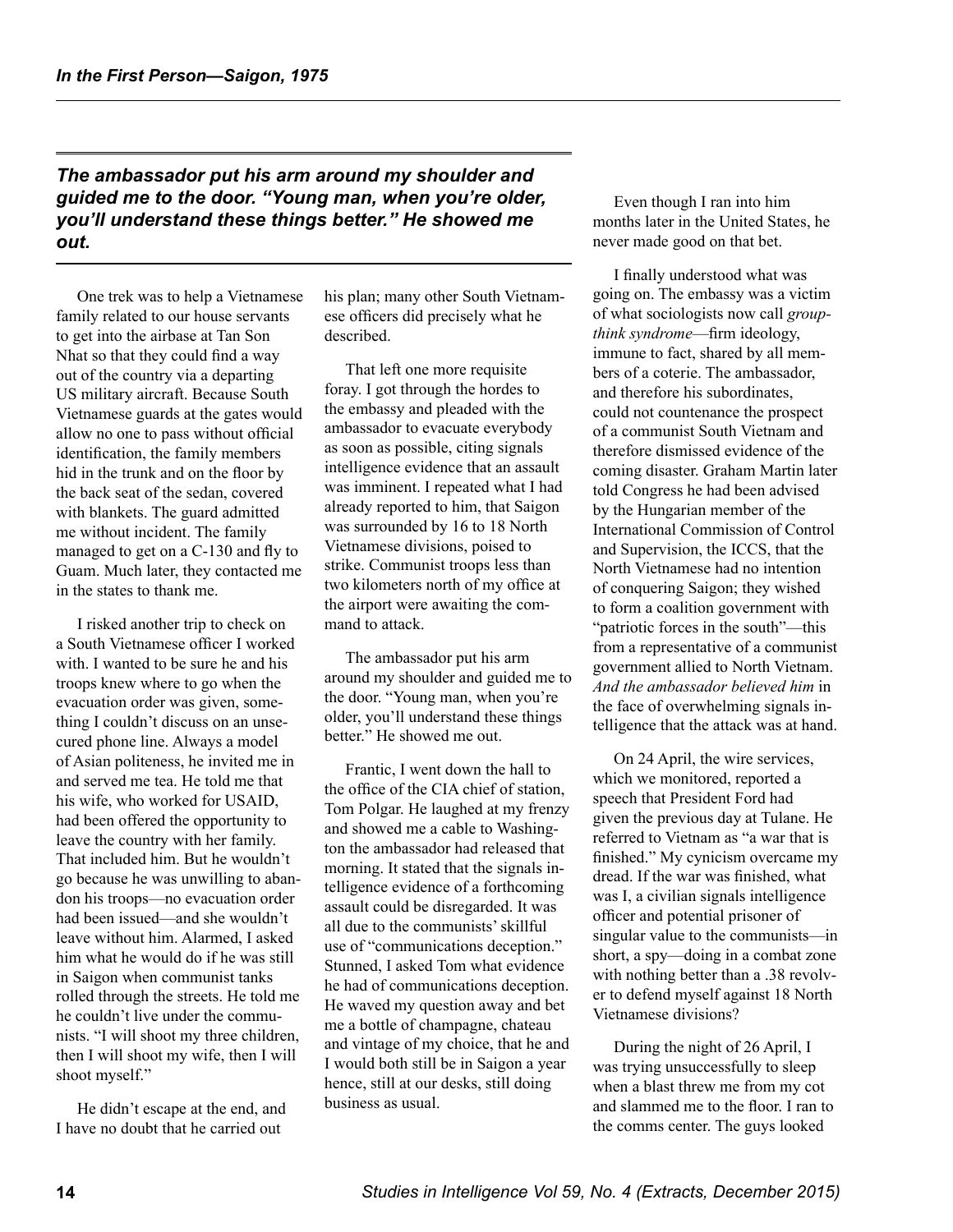*The ambassador put his arm around my shoulder and guided me to the door. "Young man, when you're older, you'll understand these things better." He showed me out.*

One trek was to help a Vietnamese family related to our house servants to get into the airbase at Tan Son Nhat so that they could find a way out of the country via a departing US military aircraft. Because South Vietnamese guards at the gates would allow no one to pass without official identification, the family members hid in the trunk and on the floor by the back seat of the sedan, covered with blankets. The guard admitted me without incident. The family managed to get on a C-130 and fly to Guam. Much later, they contacted me in the states to thank me.

I risked another trip to check on a South Vietnamese officer I worked with. I wanted to be sure he and his troops knew where to go when the evacuation order was given, something I couldn't discuss on an unsecured phone line. Always a model of Asian politeness, he invited me in and served me tea. He told me that his wife, who worked for USAID, had been offered the opportunity to leave the country with her family. That included him. But he wouldn't go because he was unwilling to abandon his troops—no evacuation order had been issued—and she wouldn't leave without him. Alarmed, I asked him what he would do if he was still in Saigon when communist tanks rolled through the streets. He told me he couldn't live under the communists. "I will shoot my three children, then I will shoot my wife, then I will shoot myself."

He didn't escape at the end, and I have no doubt that he carried out his plan; many other South Vietnamese officers did precisely what he described.

That left one more requisite foray. I got through the hordes to the embassy and pleaded with the ambassador to evacuate everybody as soon as possible, citing signals intelligence evidence that an assault was imminent. I repeated what I had already reported to him, that Saigon was surrounded by 16 to 18 North Vietnamese divisions, poised to strike. Communist troops less than two kilometers north of my office at the airport were awaiting the command to attack.

The ambassador put his arm around my shoulder and guided me to the door. "Young man, when you're older, you'll understand these things better." He showed me out.

Frantic, I went down the hall to the office of the CIA chief of station, Tom Polgar. He laughed at my frenzy and showed me a cable to Washington the ambassador had released that morning. It stated that the signals intelligence evidence of a forthcoming assault could be disregarded. It was all due to the communists' skillful use of "communications deception." Stunned, I asked Tom what evidence he had of communications deception. He waved my question away and bet me a bottle of champagne, chateau and vintage of my choice, that he and I would both still be in Saigon a year hence, still at our desks, still doing business as usual.

Even though I ran into him months later in the United States, he never made good on that bet.

I finally understood what was going on. The embassy was a victim of what sociologists now call *groupthink syndrome*—firm ideology, immune to fact, shared by all members of a coterie. The ambassador, and therefore his subordinates, could not countenance the prospect of a communist South Vietnam and therefore dismissed evidence of the coming disaster. Graham Martin later told Congress he had been advised by the Hungarian member of the International Commission of Control and Supervision, the ICCS, that the North Vietnamese had no intention of conquering Saigon; they wished to form a coalition government with "patriotic forces in the south"—this from a representative of a communist government allied to North Vietnam. *And the ambassador believed him* in the face of overwhelming signals intelligence that the attack was at hand.

On 24 April, the wire services, which we monitored, reported a speech that President Ford had given the previous day at Tulane. He referred to Vietnam as "a war that is finished." My cynicism overcame my dread. If the war was finished, what was I, a civilian signals intelligence officer and potential prisoner of singular value to the communists—in short, a spy—doing in a combat zone with nothing better than a .38 revolver to defend myself against 18 North Vietnamese divisions?

During the night of 26 April, I was trying unsuccessfully to sleep when a blast threw me from my cot and slammed me to the floor. I ran to the comms center. The guys looked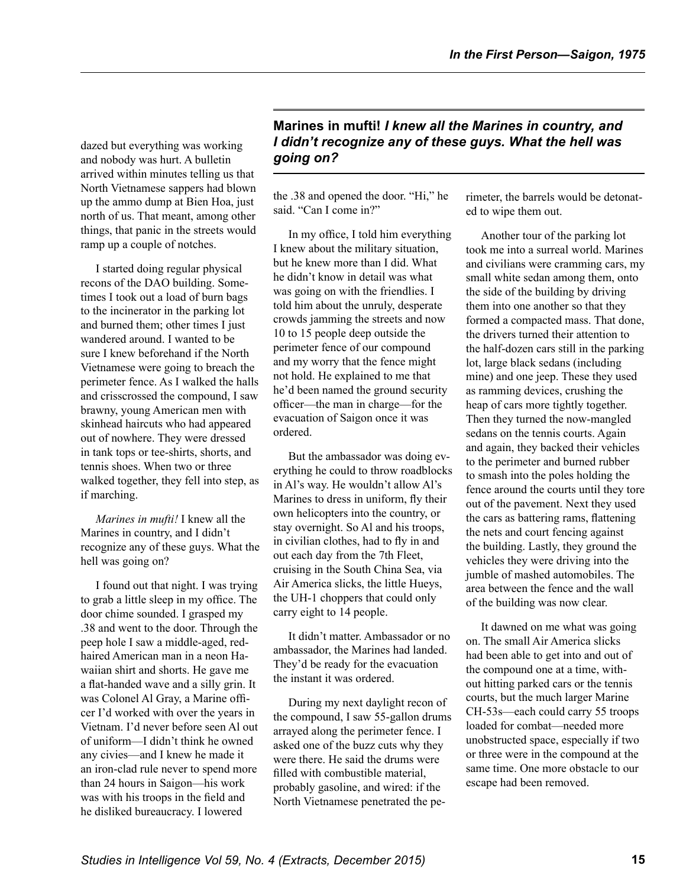dazed but everything was working and nobody was hurt. A bulletin arrived within minutes telling us that North Vietnamese sappers had blown up the ammo dump at Bien Hoa, just north of us. That meant, among other things, that panic in the streets would ramp up a couple of notches.

I started doing regular physical recons of the DAO building. Sometimes I took out a load of burn bags to the incinerator in the parking lot and burned them; other times I just wandered around. I wanted to be sure I knew beforehand if the North Vietnamese were going to breach the perimeter fence. As I walked the halls and crisscrossed the compound, I saw brawny, young American men with skinhead haircuts who had appeared out of nowhere. They were dressed in tank tops or tee-shirts, shorts, and tennis shoes. When two or three walked together, they fell into step, as if marching.

*Marines in mufti!* I knew all the Marines in country, and I didn't recognize any of these guys. What the hell was going on?

**Marines in mufti!** ***I knew all the Marines in country, and I didn't recognize any of these guys. What the hell was going on?***

I found out that night. I was trying to grab a little sleep in my office. The door chime sounded. I grasped my .38 and went to the door. Through the peep hole I saw a middle-aged, red-haired American man in a neon Hawaiian shirt and shorts. He gave me a flat-handed wave and a silly grin. It was Colonel Al Gray, a Marine officer I'd worked with over the years in Vietnam. I'd never before seen Al out of uniform—I didn't think he owned any civies—and I knew he made it an iron-clad rule never to spend more than 24 hours in Saigon—his work was with his troops in the field and he disliked bureaucracy. I lowered the .38 and opened the door. "Hi," he said. "Can I come in?"

In my office, I told him everything I knew about the military situation, but he knew more than I did. What he didn't know in detail was what was going on with the friendlies. I told him about the unruly, desperate crowds jamming the streets and now 10 to 15 people deep outside the perimeter fence of our compound and my worry that the fence might not hold. He explained to me that he'd been named the ground security officer—the man in charge—for the evacuation of Saigon once it was ordered.

But the ambassador was doing everything he could to throw roadblocks in Al's way. He wouldn't allow Al's Marines to dress in uniform, fly their own helicopters into the country, or stay overnight. So Al and his troops, in civilian clothes, had to fly in and out each day from the 7th Fleet, cruising in the South China Sea, via Air America slicks, the little Hueys, the UH-1 choppers that could only carry eight to 14 people.

It didn't matter. Ambassador or no ambassador, the Marines had landed. They'd be ready for the evacuation the instant it was ordered.

During my next daylight recon of the compound, I saw 55-gallon drums arrayed along the perimeter fence. I asked one of the buzz cuts why they were there. He said the drums were filled with combustible material, probably gasoline, and wired: if the North Vietnamese penetrated the perimeter, the barrels would be detonated to wipe them out.

Another tour of the parking lot took me into a surreal world. Marines and civilians were cramming cars, my small white sedan among them, onto the side of the building by driving them into one another so that they formed a compacted mass. That done, the drivers turned their attention to the half-dozen cars still in the parking lot, large black sedans (including mine) and one jeep. These they used as ramming devices, crushing the heap of cars more tightly together. Then they turned the now-mangled sedans on the tennis courts. Again and again, they backed their vehicles to the perimeter and burned rubber to smash into the poles holding the fence around the courts until they tore out of the pavement. Next they used the cars as battering rams, flattening the nets and court fencing against the building. Lastly, they ground the vehicles they were driving into the jumble of mashed automobiles. The area between the fence and the wall of the building was now clear.

It dawned on me what was going on. The small Air America slicks had been able to get into and out of the compound one at a time, without hitting parked cars or the tennis courts, but the much larger Marine CH-53s—each could carry 55 troops loaded for combat—needed more unobstructed space, especially if two or three were in the compound at the same time. One more obstacle to our escape had been removed.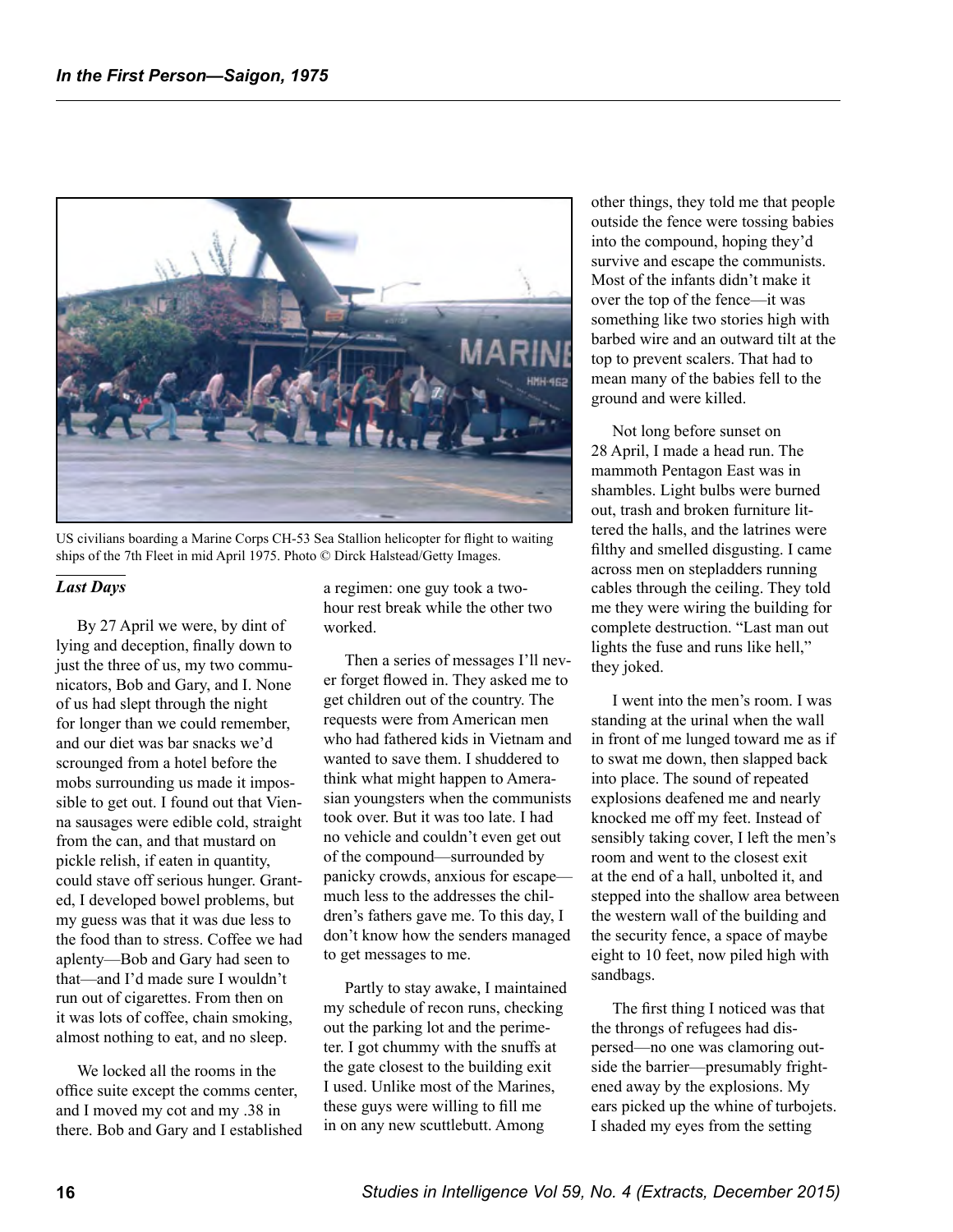US civilians boarding a Marine Corps CH-53 Sea Stallion helicopter for flight to waiting ships of the 7th Fleet in mid April 1975. Photo © Dirck Halstead/Getty Images.

### *Last Days*

By 27 April we were, by dint of lying and deception, finally down to just the three of us, my two communicators, Bob and Gary, and I. None of us had slept through the night for longer than we could remember, and our diet was bar snacks we'd scrounged from a hotel before the mobs surrounding us made it impossible to get out. I found out that Vienna sausages were edible cold, straight from the can, and that mustard on pickle relish, if eaten in quantity, could stave off serious hunger. Granted, I developed bowel problems, but my guess was that it was due less to the food than to stress. Coffee we had aplenty—Bob and Gary had seen to that—and I'd made sure I wouldn't run out of cigarettes. From then on it was lots of coffee, chain smoking, almost nothing to eat, and no sleep.

We locked all the rooms in the office suite except the comms center, and I moved my cot and my .38 in there. Bob and Gary and I established a regimen: one guy took a two-hour rest break while the other two worked.

Then a series of messages I'll never forget flowed in. They asked me to get children out of the country. The requests were from American men who had fathered kids in Vietnam and wanted to save them. I shuddered to think what might happen to Amerasian youngsters when the communists took over. But it was too late. I had no vehicle and couldn't even get out of the compound—surrounded by panicky crowds, anxious for escape—much less to the addresses the children's fathers gave me. To this day, I don't know how the senders managed to get messages to me.

Partly to stay awake, I maintained my schedule of recon runs, checking out the parking lot and the perimeter. I got chummy with the snuffs at the gate closest to the building exit I used. Unlike most of the Marines, these guys were willing to fill me in on any new scuttlebutt. Among other things, they told me that people outside the fence were tossing babies into the compound, hoping they'd survive and escape the communists. Most of the infants didn't make it over the top of the fence—it was something like two stories high with barbed wire and an outward tilt at the top to prevent scalers. That had to mean many of the babies fell to the ground and were killed.

Not long before sunset on 28 April, I made a head run. The mammoth Pentagon East was in shambles. Light bulbs were burned out, trash and broken furniture littered the halls, and the latrines were filthy and smelled disgusting. I came across men on stepladders running cables through the ceiling. They told me they were wiring the building for complete destruction. "Last man out lights the fuse and runs like hell," they joked.

I went into the men's room. I was standing at the urinal when the wall in front of me lunged toward me as if to swat me down, then slapped back into place. The sound of repeated explosions deafened me and nearly knocked me off my feet. Instead of sensibly taking cover, I left the men's room and went to the closest exit at the end of a hall, unbolted it, and stepped into the shallow area between the western wall of the building and the security fence, a space of maybe eight to 10 feet, now piled high with sandbags.

The first thing I noticed was that the throngs of refugees had dispersed—no one was clamoring outside the barrier—presumably frightened away by the explosions. My ears picked up the whine of turbojets. I shaded my eyes from the setting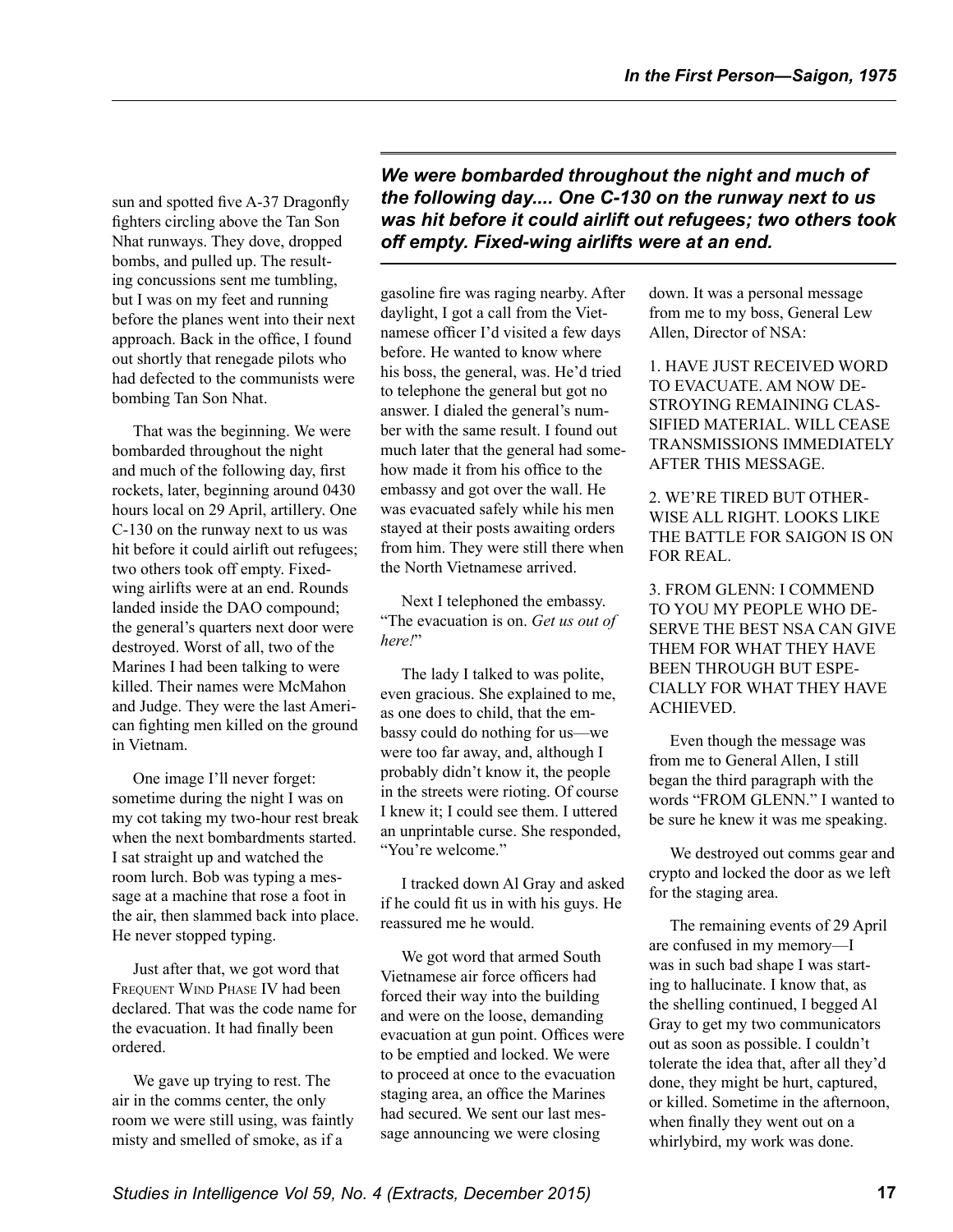sun and spotted five A-37 Dragonfly fighters circling above the Tan Son Nhat runways. They dove, dropped bombs, and pulled up. The resulting concussions sent me tumbling, but I was on my feet and running before the planes went into their next approach. Back in the office, I found out shortly that renegade pilots who had defected to the communists were bombing Tan Son Nhat.

That was the beginning. We were bombarded throughout the night and much of the following day, first rockets, later, beginning around 0430 hours local on 29 April, artillery. One C-130 on the runway next to us was hit before it could airlift out refugees; two others took off empty. Fixed-wing airlifts were at an end. Rounds landed inside the DAO compound; the general's quarters next door were destroyed. Worst of all, two of the Marines I had been talking to were killed. Their names were McMahon and Judge. They were the last American fighting men killed on the ground in Vietnam.

***We were bombarded throughout the night and much of the following day.... One C-130 on the runway next to us was hit before it could airlift out refugees; two others took off empty. Fixed-wing airlifts were at an end.***

One image I'll never forget: sometime during the night I was on my cot taking my two-hour rest break when the next bombardments started. I sat straight up and watched the room lurch. Bob was typing a message at a machine that rose a foot in the air, then slammed back into place. He never stopped typing.

Just after that, we got word that FREQUENT WIND PHASE IV had been declared. That was the code name for the evacuation. It had finally been ordered.

We gave up trying to rest. The air in the comms center, the only room we were still using, was faintly misty and smelled of smoke, as if a gasoline fire was raging nearby. After daylight, I got a call from the Vietnamese officer I'd visited a few days before. He wanted to know where his boss, the general, was. He'd tried to telephone the general but got no answer. I dialed the general's number with the same result. I found out much later that the general had somehow made it from his office to the embassy and got over the wall. He was evacuated safely while his men stayed at their posts awaiting orders from him. They were still there when the North Vietnamese arrived.

Next I telephoned the embassy. "The evacuation is on. *Get us out of here!*"

The lady I talked to was polite, even gracious. She explained to me, as one does to child, that the embassy could do nothing for us—we were too far away, and, although I probably didn't know it, the people in the streets were rioting. Of course I knew it; I could see them. I uttered an unprintable curse. She responded, "You're welcome."

I tracked down Al Gray and asked if he could fit us in with his guys. He reassured me he would.

We got word that armed South Vietnamese air force officers had forced their way into the building and were on the loose, demanding evacuation at gun point. Offices were to be emptied and locked. We were to proceed at once to the evacuation staging area, an office the Marines had secured. We sent our last message announcing we were closing down. It was a personal message from me to my boss, General Lew Allen, Director of NSA:

1. HAVE JUST RECEIVED WORD TO EVACUATE. AM NOW DESTROYING REMAINING CLASSIFIED MATERIAL. WILL CEASE TRANSMISSIONS IMMEDIATELY AFTER THIS MESSAGE.

2. WE'RE TIRED BUT OTHERWISE ALL RIGHT. LOOKS LIKE THE BATTLE FOR SAIGON IS ON FOR REAL.

3. FROM GLENN: I COMMEND TO YOU MY PEOPLE WHO DESERVE THE BEST NSA CAN GIVE THEM FOR WHAT THEY HAVE BEEN THROUGH BUT ESPECIALLY FOR WHAT THEY HAVE ACHIEVED.

Even though the message was from me to General Allen, I still began the third paragraph with the words "FROM GLENN." I wanted to be sure he knew it was me speaking.

We destroyed out comms gear and crypto and locked the door as we left for the staging area.

The remaining events of 29 April are confused in my memory—I was in such bad shape I was starting to hallucinate. I know that, as the shelling continued, I begged Al Gray to get my two communicators out as soon as possible. I couldn't tolerate the idea that, after all they'd done, they might be hurt, captured, or killed. Sometime in the afternoon, when finally they went out on a whirlybird, my work was done.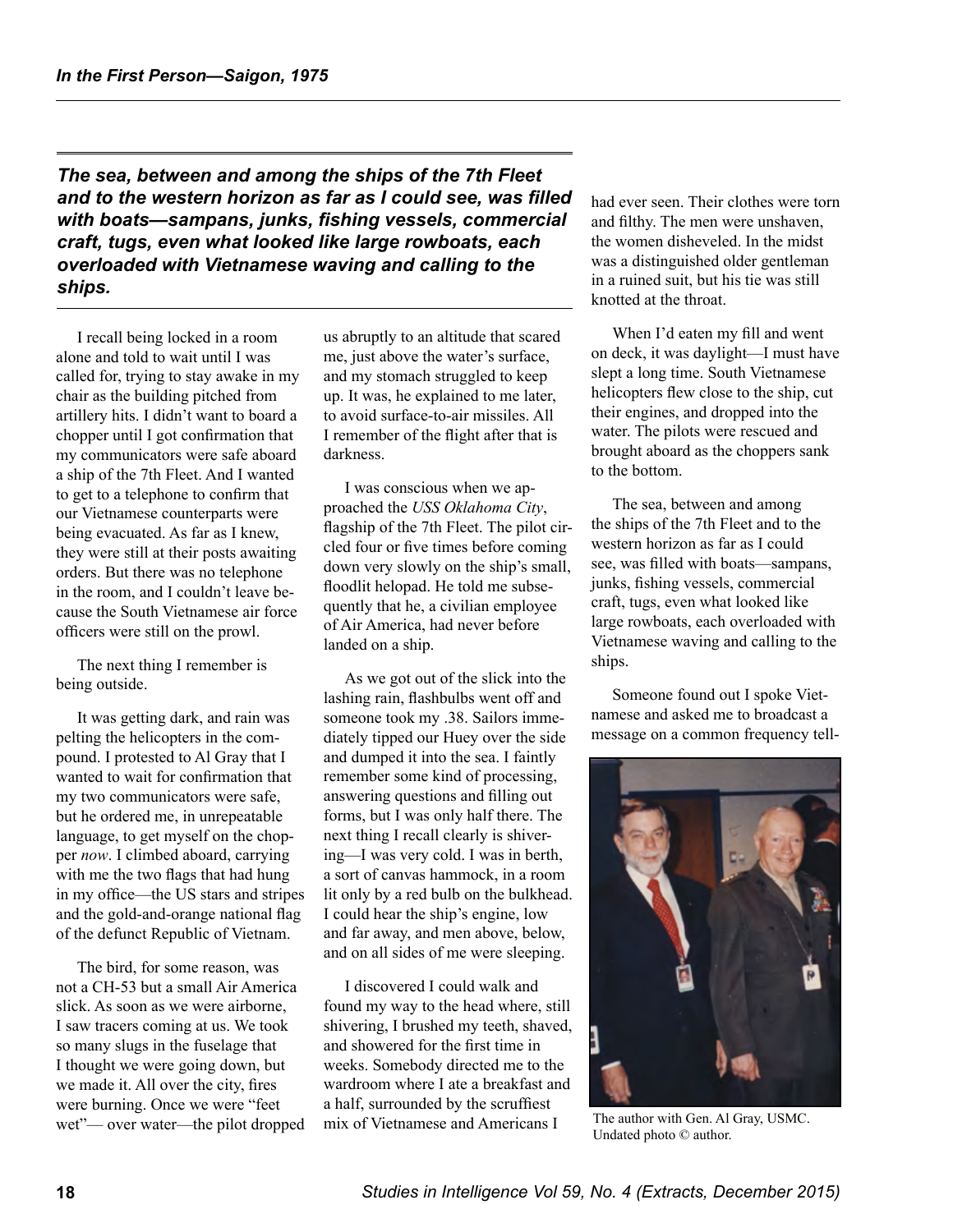*The sea, between and among the ships of the 7th Fleet and to the western horizon as far as I could see, was filled with boats—sampans, junks, fishing vessels, commercial craft, tugs, even what looked like large rowboats, each overloaded with Vietnamese waving and calling to the ships.*

I recall being locked in a room alone and told to wait until I was called for, trying to stay awake in my chair as the building pitched from artillery hits. I didn't want to board a chopper until I got confirmation that my communicators were safe aboard a ship of the 7th Fleet. And I wanted to get to a telephone to confirm that our Vietnamese counterparts were being evacuated. As far as I knew, they were still at their posts awaiting orders. But there was no telephone in the room, and I couldn't leave because the South Vietnamese air force officers were still on the prowl.

The next thing I remember is being outside.

It was getting dark, and rain was pelting the helicopters in the compound. I protested to Al Gray that I wanted to wait for confirmation that my two communicators were safe, but he ordered me, in unrepeatable language, to get myself on the chopper *now*. I climbed aboard, carrying with me the two flags that had hung in my office—the US stars and stripes and the gold-and-orange national flag of the defunct Republic of Vietnam.

The bird, for some reason, was not a CH-53 but a small Air America slick. As soon as we were airborne, I saw tracers coming at us. We took so many slugs in the fuselage that I thought we were going down, but we made it. All over the city, fires were burning. Once we were "feet wet"— over water—the pilot dropped us abruptly to an altitude that scared me, just above the water's surface, and my stomach struggled to keep up. It was, he explained to me later, to avoid surface-to-air missiles. All I remember of the flight after that is darkness.

I was conscious when we approached the *USS Oklahoma City*, flagship of the 7th Fleet. The pilot circled four or five times before coming down very slowly on the ship's small, floodlit helopad. He told me subsequently that he, a civilian employee of Air America, had never before landed on a ship.

As we got out of the slick into the lashing rain, flashbulbs went off and someone took my .38. Sailors immediately tipped our Huey over the side and dumped it into the sea. I faintly remember some kind of processing, answering questions and filling out forms, but I was only half there. The next thing I recall clearly is shivering—I was very cold. I was in berth, a sort of canvas hammock, in a room lit only by a red bulb on the bulkhead. I could hear the ship's engine, low and far away, and men above, below, and on all sides of me were sleeping.

I discovered I could walk and found my way to the head where, still shivering, I brushed my teeth, shaved, and showered for the first time in weeks. Somebody directed me to the wardroom where I ate a breakfast and a half, surrounded by the scruffiest mix of Vietnamese and Americans I had ever seen. Their clothes were torn and filthy. The men were unshaven, the women disheveled. In the midst was a distinguished older gentleman in a ruined suit, but his tie was still knotted at the throat.

When I'd eaten my fill and went on deck, it was daylight—I must have slept a long time. South Vietnamese helicopters flew close to the ship, cut their engines, and dropped into the water. The pilots were rescued and brought aboard as the choppers sank to the bottom.

The sea, between and among the ships of the 7th Fleet and to the western horizon as far as I could see, was filled with boats—sampans, junks, fishing vessels, commercial craft, tugs, even what looked like large rowboats, each overloaded with Vietnamese waving and calling to the ships.

Someone found out I spoke Vietnamese and asked me to broadcast a message on a common frequency tell-

The author with Gen. Al Gray, USMC. Undated photo © author.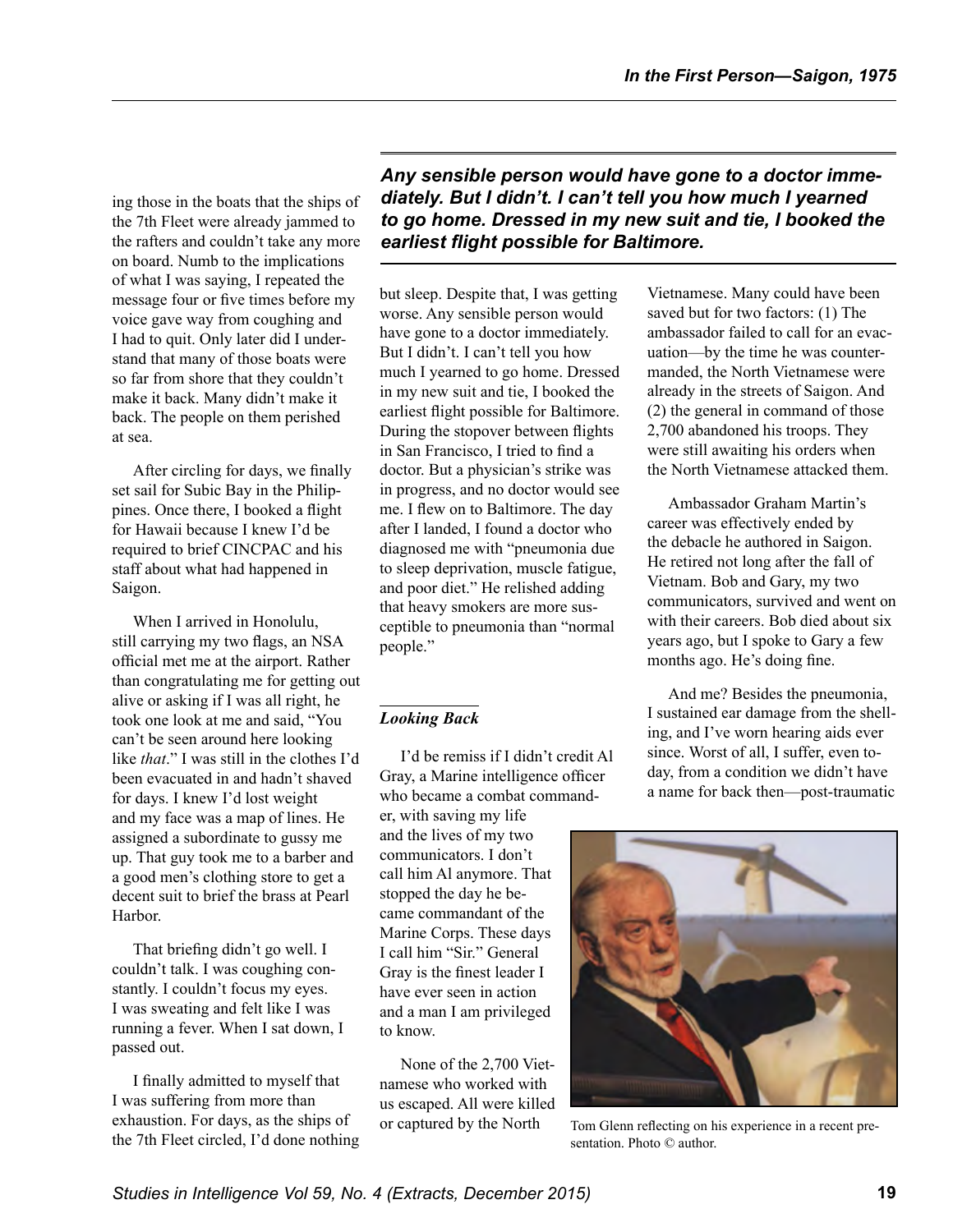ing those in the boats that the ships of the 7th Fleet were already jammed to the rafters and couldn't take any more on board. Numb to the implications of what I was saying, I repeated the message four or five times before my voice gave way from coughing and I had to quit. Only later did I understand that many of those boats were so far from shore that they couldn't make it back. Many didn't make it back. The people on them perished at sea.

After circling for days, we finally set sail for Subic Bay in the Philippines. Once there, I booked a flight for Hawaii because I knew I'd be required to brief CINCPAC and his staff about what had happened in Saigon.

When I arrived in Honolulu, still carrying my two flags, an NSA official met me at the airport. Rather than congratulating me for getting out alive or asking if I was all right, he took one look at me and said, "You can't be seen around here looking like *that*." I was still in the clothes I'd been evacuated in and hadn't shaved for days. I knew I'd lost weight and my face was a map of lines. He assigned a subordinate to gussy me up. That guy took me to a barber and a good men's clothing store to get a decent suit to brief the brass at Pearl Harbor.

That briefing didn't go well. I couldn't talk. I was coughing constantly. I couldn't focus my eyes. I was sweating and felt like I was running a fever. When I sat down, I passed out.

I finally admitted to myself that I was suffering from more than exhaustion. For days, as the ships of the 7th Fleet circled, I'd done nothing but sleep. Despite that, I was getting worse. Any sensible person would have gone to a doctor immediately. But I didn't. I can't tell you how much I yearned to go home. Dressed in my new suit and tie, I booked the earliest flight possible for Baltimore. During the stopover between flights in San Francisco, I tried to find a doctor. But a physician's strike was in progress, and no doctor would see me. I flew on to Baltimore. The day after I landed, I found a doctor who diagnosed me with "pneumonia due to sleep deprivation, muscle fatigue, and poor diet." He relished adding that heavy smokers are more susceptible to pneumonia than "normal people."

***Any sensible person would have gone to a doctor immediately. But I didn't. I can't tell you how much I yearned to go home. Dressed in my new suit and tie, I booked the earliest flight possible for Baltimore.***

### *Looking Back*

I'd be remiss if I didn't credit Al Gray, a Marine intelligence officer who became a combat commander, with saving my life and the lives of my two communicators. I don't call him Al anymore. That stopped the day he became commandant of the Marine Corps. These days I call him "Sir." General Gray is the finest leader I have ever seen in action and a man I am privileged to know.

None of the 2,700 Vietnamese who worked with us escaped. All were killed or captured by the North Vietnamese. Many could have been saved but for two factors: (1) The ambassador failed to call for an evacuation—by the time he was countermanded, the North Vietnamese were already in the streets of Saigon. And (2) the general in command of those 2,700 abandoned his troops. They were still awaiting his orders when the North Vietnamese attacked them.

Ambassador Graham Martin's career was effectively ended by the debacle he authored in Saigon. He retired not long after the fall of Vietnam. Bob and Gary, my two communicators, survived and went on with their careers. Bob died about six years ago, but I spoke to Gary a few months ago. He's doing fine.

And me? Besides the pneumonia, I sustained ear damage from the shelling, and I've worn hearing aids ever since. Worst of all, I suffer, even today, from a condition we didn't have a name for back then—post-traumatic

Tom Glenn reflecting on his experience in a recent presentation. Photo © author.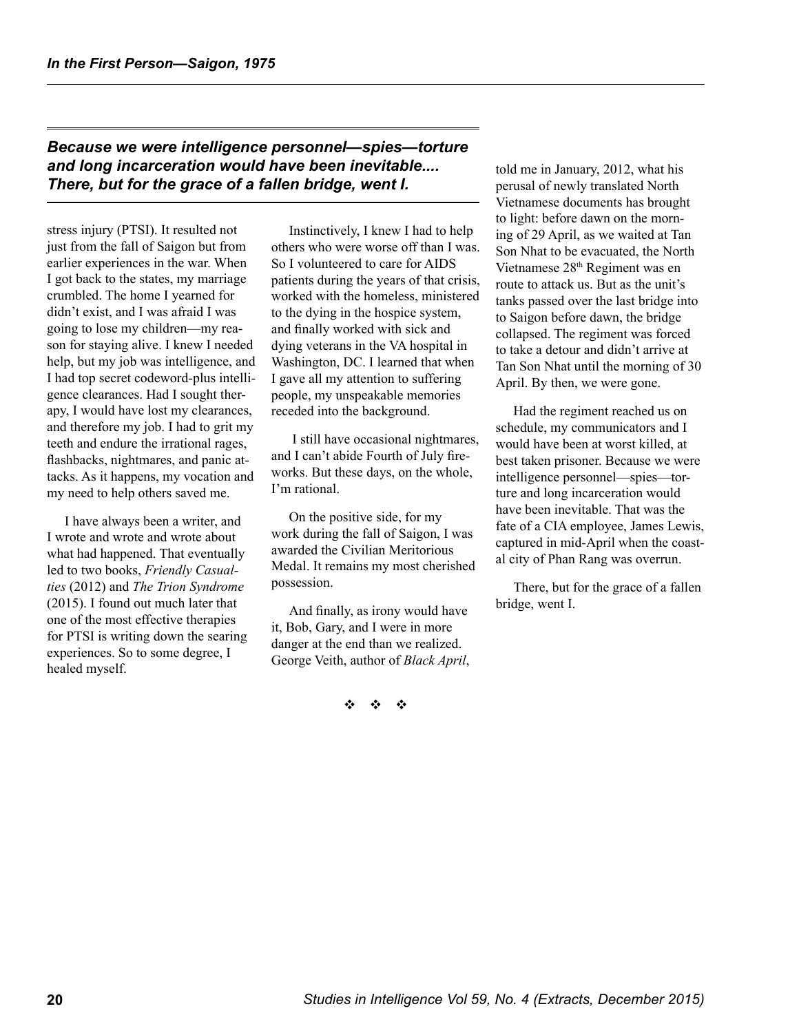*Because we were intelligence personnel—spies—torture and long incarceration would have been inevitable.... There, but for the grace of a fallen bridge, went I.*

stress injury (PTSI). It resulted not just from the fall of Saigon but from earlier experiences in the war. When I got back to the states, my marriage crumbled. The home I yearned for didn't exist, and I was afraid I was going to lose my children—my reason for staying alive. I knew I needed help, but my job was intelligence, and I had top secret codeword-plus intelligence clearances. Had I sought therapy, I would have lost my clearances, and therefore my job. I had to grit my teeth and endure the irrational rages, flashbacks, nightmares, and panic attacks. As it happens, my vocation and my need to help others saved me.

I have always been a writer, and I wrote and wrote and wrote about what had happened. That eventually led to two books, *Friendly Casualties* (2012) and *The Trion Syndrome* (2015). I found out much later that one of the most effective therapies for PTSI is writing down the searing experiences. So to some degree, I healed myself.

Instinctively, I knew I had to help others who were worse off than I was. So I volunteered to care for AIDS patients during the years of that crisis, worked with the homeless, ministered to the dying in the hospice system, and finally worked with sick and dying veterans in the VA hospital in Washington, DC. I learned that when I gave all my attention to suffering people, my unspeakable memories receded into the background.

I still have occasional nightmares, and I can't abide Fourth of July fireworks. But these days, on the whole, I'm rational.

On the positive side, for my work during the fall of Saigon, I was awarded the Civilian Meritorious Medal. It remains my most cherished possession.

And finally, as irony would have it, Bob, Gary, and I were in more danger at the end than we realized. George Veith, author of *Black April*, told me in January, 2012, what his perusal of newly translated North Vietnamese documents has brought to light: before dawn on the morning of 29 April, as we waited at Tan Son Nhat to be evacuated, the North Vietnamese 28th Regiment was en route to attack us. But as the unit's tanks passed over the last bridge into to Saigon before dawn, the bridge collapsed. The regiment was forced to take a detour and didn't arrive at Tan Son Nhat until the morning of 30 April. By then, we were gone.

Had the regiment reached us on schedule, my communicators and I would have been at worst killed, at best taken prisoner. Because we were intelligence personnel—spies—torture and long incarceration would have been inevitable. That was the fate of a CIA employee, James Lewis, captured in mid-April when the coastal city of Phan Rang was overrun.

There, but for the grace of a fallen bridge, went I.

❖ ❖ ❖